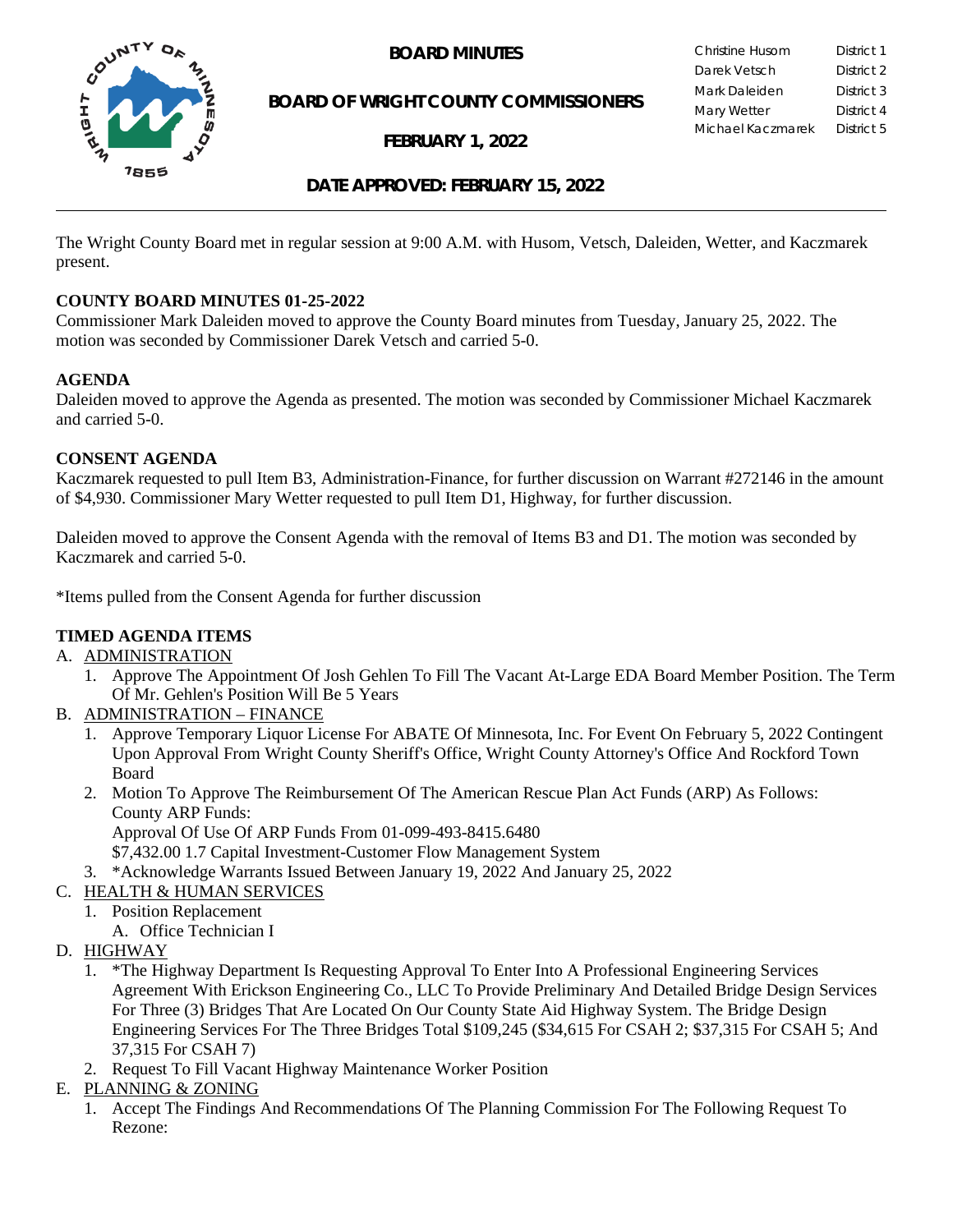# BOARD MINUTES

## BOARD OF WRIGHT COUNTY COMMISSIONERS

## FEBRUARY 1, 2022

| | |
|---|---|
| Christine Husom | District 1 |
| Darek Vetsch | District 2 |
| Mark Daleiden | District 3 |
| Mary Wetter | District 4 |
| Michael Kaczmarek | District 5 |

## DATE APPROVED: FEBRUARY 15, 2022

The Wright County Board met in regular session at 9:00 A.M. with Husom, Vetsch, Daleiden, Wetter, and Kaczmarek present.

**COUNTY BOARD MINUTES 01-25-2022**
Commissioner Mark Daleiden moved to approve the County Board minutes from Tuesday, January 25, 2022. The motion was seconded by Commissioner Darek Vetsch and carried 5-0.

**AGENDA**
Daleiden moved to approve the Agenda as presented. The motion was seconded by Commissioner Michael Kaczmarek and carried 5-0.

**CONSENT AGENDA**
Kaczmarek requested to pull Item B3, Administration-Finance, for further discussion on Warrant #272146 in the amount of $4,930. Commissioner Mary Wetter requested to pull Item D1, Highway, for further discussion.

Daleiden moved to approve the Consent Agenda with the removal of Items B3 and D1. The motion was seconded by Kaczmarek and carried 5-0.

*Items pulled from the Consent Agenda for further discussion

**TIMED AGENDA ITEMS**

A. ADMINISTRATION
   1. Approve The Appointment Of Josh Gehlen To Fill The Vacant At-Large EDA Board Member Position. The Term Of Mr. Gehlen's Position Will Be 5 Years
B. ADMINISTRATION – FINANCE
   1. Approve Temporary Liquor License For ABATE Of Minnesota, Inc. For Event On February 5, 2022 Contingent Upon Approval From Wright County Sheriff's Office, Wright County Attorney's Office And Rockford Town Board
   2. Motion To Approve The Reimbursement Of The American Rescue Plan Act Funds (ARP) As Follows:
      County ARP Funds:
      Approval Of Use Of ARP Funds From 01-099-493-8415.6480
      $7,432.00 1.7 Capital Investment-Customer Flow Management System
   3. *Acknowledge Warrants Issued Between January 19, 2022 And January 25, 2022
C. HEALTH & HUMAN SERVICES
   1. Position Replacement
      A. Office Technician I
D. HIGHWAY
   1. *The Highway Department Is Requesting Approval To Enter Into A Professional Engineering Services Agreement With Erickson Engineering Co., LLC To Provide Preliminary And Detailed Bridge Design Services For Three (3) Bridges That Are Located On Our County State Aid Highway System. The Bridge Design Engineering Services For The Three Bridges Total $109,245 ($34,615 For CSAH 2; $37,315 For CSAH 5; And 37,315 For CSAH 7)
   2. Request To Fill Vacant Highway Maintenance Worker Position
E. PLANNING & ZONING
   1. Accept The Findings And Recommendations Of The Planning Commission For The Following Request To Rezone: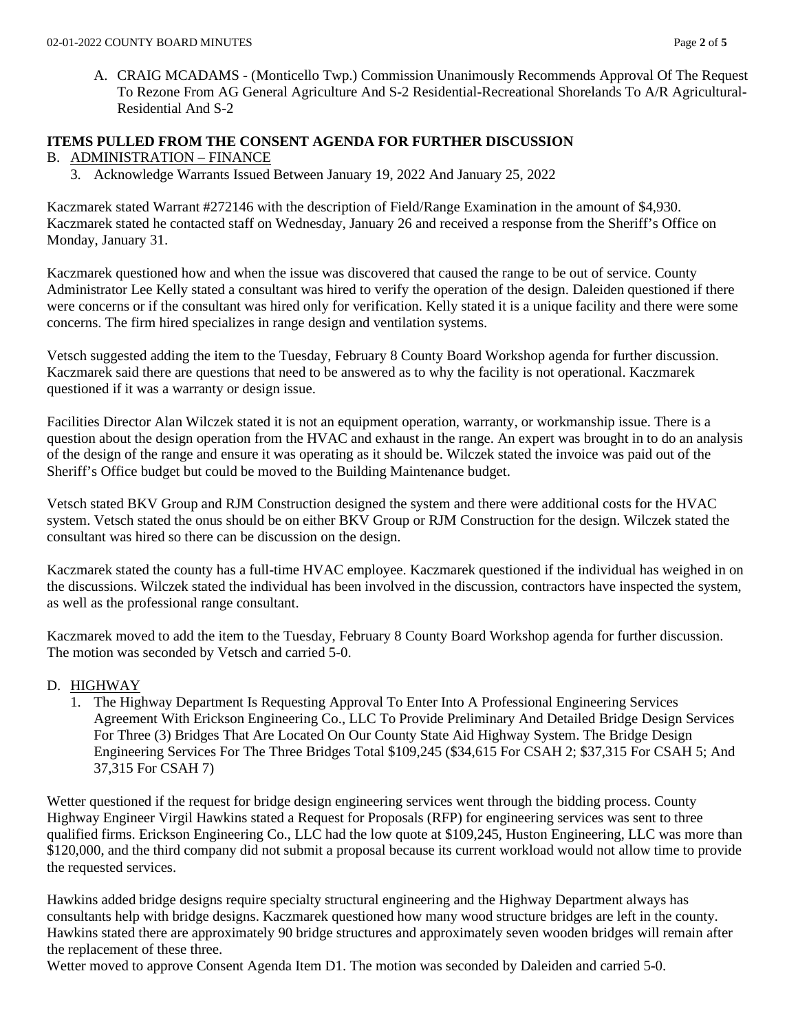A. CRAIG MCADAMS - (Monticello Twp.) Commission Unanimously Recommends Approval Of The Request To Rezone From AG General Agriculture And S-2 Residential-Recreational Shorelands To A/R Agricultural-Residential And S-2

**ITEMS PULLED FROM THE CONSENT AGENDA FOR FURTHER DISCUSSION**

B. ADMINISTRATION – FINANCE

3. Acknowledge Warrants Issued Between January 19, 2022 And January 25, 2022

Kaczmarek stated Warrant #272146 with the description of Field/Range Examination in the amount of $4,930. Kaczmarek stated he contacted staff on Wednesday, January 26 and received a response from the Sheriff's Office on Monday, January 31.

Kaczmarek questioned how and when the issue was discovered that caused the range to be out of service. County Administrator Lee Kelly stated a consultant was hired to verify the operation of the design. Daleiden questioned if there were concerns or if the consultant was hired only for verification. Kelly stated it is a unique facility and there were some concerns. The firm hired specializes in range design and ventilation systems.

Vetsch suggested adding the item to the Tuesday, February 8 County Board Workshop agenda for further discussion. Kaczmarek said there are questions that need to be answered as to why the facility is not operational. Kaczmarek questioned if it was a warranty or design issue.

Facilities Director Alan Wilczek stated it is not an equipment operation, warranty, or workmanship issue. There is a question about the design operation from the HVAC and exhaust in the range. An expert was brought in to do an analysis of the design of the range and ensure it was operating as it should be. Wilczek stated the invoice was paid out of the Sheriff's Office budget but could be moved to the Building Maintenance budget.

Vetsch stated BKV Group and RJM Construction designed the system and there were additional costs for the HVAC system. Vetsch stated the onus should be on either BKV Group or RJM Construction for the design. Wilczek stated the consultant was hired so there can be discussion on the design.

Kaczmarek stated the county has a full-time HVAC employee. Kaczmarek questioned if the individual has weighed in on the discussions. Wilczek stated the individual has been involved in the discussion, contractors have inspected the system, as well as the professional range consultant.

Kaczmarek moved to add the item to the Tuesday, February 8 County Board Workshop agenda for further discussion. The motion was seconded by Vetsch and carried 5-0.

D. HIGHWAY

1. The Highway Department Is Requesting Approval To Enter Into A Professional Engineering Services Agreement With Erickson Engineering Co., LLC To Provide Preliminary And Detailed Bridge Design Services For Three (3) Bridges That Are Located On Our County State Aid Highway System. The Bridge Design Engineering Services For The Three Bridges Total $109,245 ($34,615 For CSAH 2; $37,315 For CSAH 5; And 37,315 For CSAH 7)

Wetter questioned if the request for bridge design engineering services went through the bidding process. County Highway Engineer Virgil Hawkins stated a Request for Proposals (RFP) for engineering services was sent to three qualified firms. Erickson Engineering Co., LLC had the low quote at $109,245, Huston Engineering, LLC was more than $120,000, and the third company did not submit a proposal because its current workload would not allow time to provide the requested services.

Hawkins added bridge designs require specialty structural engineering and the Highway Department always has consultants help with bridge designs. Kaczmarek questioned how many wood structure bridges are left in the county. Hawkins stated there are approximately 90 bridge structures and approximately seven wooden bridges will remain after the replacement of these three.

Wetter moved to approve Consent Agenda Item D1. The motion was seconded by Daleiden and carried 5-0.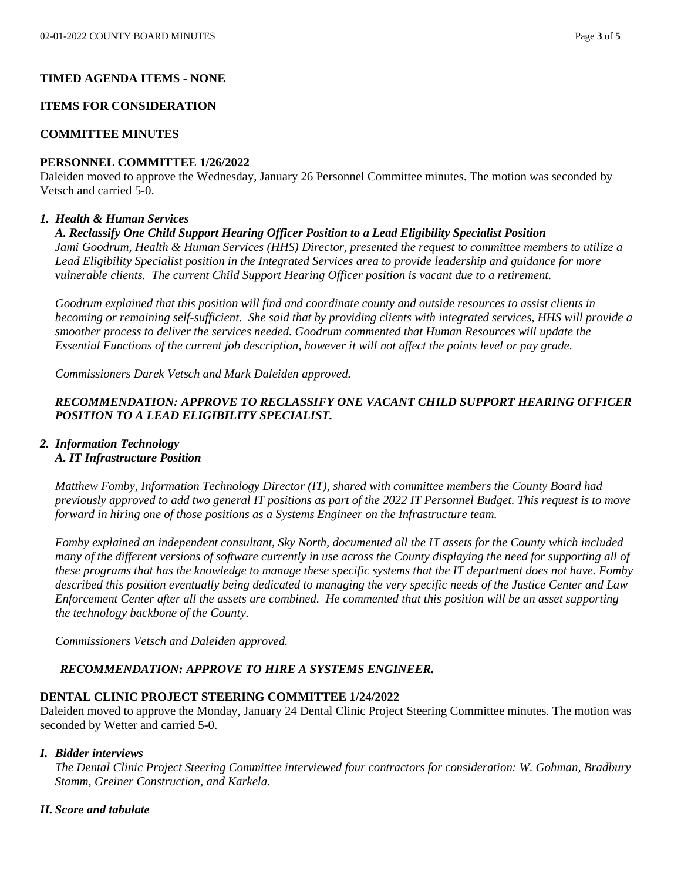**TIMED AGENDA ITEMS - NONE**

**ITEMS FOR CONSIDERATION**

**COMMITTEE MINUTES**

**PERSONNEL COMMITTEE 1/26/2022**

Daleiden moved to approve the Wednesday, January 26 Personnel Committee minutes. The motion was seconded by Vetsch and carried 5-0.

1. ***Health & Human Services***

   ***A. Reclassify One Child Support Hearing Officer Position to a Lead Eligibility Specialist Position***

   *Jami Goodrum, Health & Human Services (HHS) Director, presented the request to committee members to utilize a Lead Eligibility Specialist position in the Integrated Services area to provide leadership and guidance for more vulnerable clients. The current Child Support Hearing Officer position is vacant due to a retirement.*

   *Goodrum explained that this position will find and coordinate county and outside resources to assist clients in becoming or remaining self-sufficient. She said that by providing clients with integrated services, HHS will provide a smoother process to deliver the services needed. Goodrum commented that Human Resources will update the Essential Functions of the current job description, however it will not affect the points level or pay grade.*

   *Commissioners Darek Vetsch and Mark Daleiden approved.*

   ***RECOMMENDATION: APPROVE TO RECLASSIFY ONE VACANT CHILD SUPPORT HEARING OFFICER POSITION TO A LEAD ELIGIBILITY SPECIALIST.***

2. ***Information Technology***

   ***A. IT Infrastructure Position***

   *Matthew Fomby, Information Technology Director (IT), shared with committee members the County Board had previously approved to add two general IT positions as part of the 2022 IT Personnel Budget. This request is to move forward in hiring one of those positions as a Systems Engineer on the Infrastructure team.*

   *Fomby explained an independent consultant, Sky North, documented all the IT assets for the County which included many of the different versions of software currently in use across the County displaying the need for supporting all of these programs that has the knowledge to manage these specific systems that the IT department does not have. Fomby described this position eventually being dedicated to managing the very specific needs of the Justice Center and Law Enforcement Center after all the assets are combined. He commented that this position will be an asset supporting the technology backbone of the County.*

   *Commissioners Vetsch and Daleiden approved.*

   ***RECOMMENDATION: APPROVE TO HIRE A SYSTEMS ENGINEER.***

**DENTAL CLINIC PROJECT STEERING COMMITTEE 1/24/2022**

Daleiden moved to approve the Monday, January 24 Dental Clinic Project Steering Committee minutes. The motion was seconded by Wetter and carried 5-0.

***I. Bidder interviews***

*The Dental Clinic Project Steering Committee interviewed four contractors for consideration: W. Gohman, Bradbury Stamm, Greiner Construction, and Karkela.*

***II. Score and tabulate***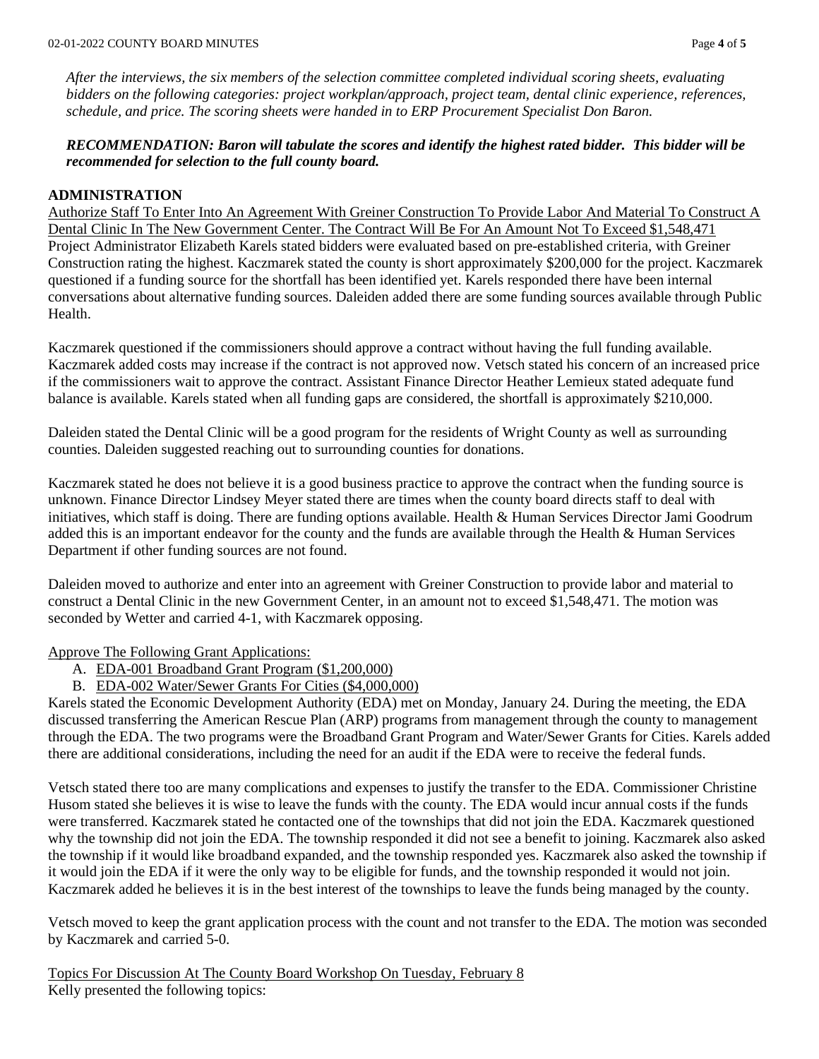*After the interviews, the six members of the selection committee completed individual scoring sheets, evaluating bidders on the following categories: project workplan/approach, project team, dental clinic experience, references, schedule, and price. The scoring sheets were handed in to ERP Procurement Specialist Don Baron.*

***RECOMMENDATION: Baron will tabulate the scores and identify the highest rated bidder. This bidder will be recommended for selection to the full county board.***

**ADMINISTRATION**

Authorize Staff To Enter Into An Agreement With Greiner Construction To Provide Labor And Material To Construct A Dental Clinic In The New Government Center. The Contract Will Be For An Amount Not To Exceed $1,548,471

Project Administrator Elizabeth Karels stated bidders were evaluated based on pre-established criteria, with Greiner Construction rating the highest. Kaczmarek stated the county is short approximately $200,000 for the project. Kaczmarek questioned if a funding source for the shortfall has been identified yet. Karels responded there have been internal conversations about alternative funding sources. Daleiden added there are some funding sources available through Public Health.

Kaczmarek questioned if the commissioners should approve a contract without having the full funding available. Kaczmarek added costs may increase if the contract is not approved now. Vetsch stated his concern of an increased price if the commissioners wait to approve the contract. Assistant Finance Director Heather Lemieux stated adequate fund balance is available. Karels stated when all funding gaps are considered, the shortfall is approximately $210,000.

Daleiden stated the Dental Clinic will be a good program for the residents of Wright County as well as surrounding counties. Daleiden suggested reaching out to surrounding counties for donations.

Kaczmarek stated he does not believe it is a good business practice to approve the contract when the funding source is unknown. Finance Director Lindsey Meyer stated there are times when the county board directs staff to deal with initiatives, which staff is doing. There are funding options available. Health & Human Services Director Jami Goodrum added this is an important endeavor for the county and the funds are available through the Health & Human Services Department if other funding sources are not found.

Daleiden moved to authorize and enter into an agreement with Greiner Construction to provide labor and material to construct a Dental Clinic in the new Government Center, in an amount not to exceed $1,548,471. The motion was seconded by Wetter and carried 4-1, with Kaczmarek opposing.

Approve The Following Grant Applications:

A. EDA-001 Broadband Grant Program ($1,200,000)
B. EDA-002 Water/Sewer Grants For Cities ($4,000,000)

Karels stated the Economic Development Authority (EDA) met on Monday, January 24. During the meeting, the EDA discussed transferring the American Rescue Plan (ARP) programs from management through the county to management through the EDA. The two programs were the Broadband Grant Program and Water/Sewer Grants for Cities. Karels added there are additional considerations, including the need for an audit if the EDA were to receive the federal funds.

Vetsch stated there too are many complications and expenses to justify the transfer to the EDA. Commissioner Christine Husom stated she believes it is wise to leave the funds with the county. The EDA would incur annual costs if the funds were transferred. Kaczmarek stated he contacted one of the townships that did not join the EDA. Kaczmarek questioned why the township did not join the EDA. The township responded it did not see a benefit to joining. Kaczmarek also asked the township if it would like broadband expanded, and the township responded yes. Kaczmarek also asked the township if it would join the EDA if it were the only way to be eligible for funds, and the township responded it would not join. Kaczmarek added he believes it is in the best interest of the townships to leave the funds being managed by the county.

Vetsch moved to keep the grant application process with the count and not transfer to the EDA. The motion was seconded by Kaczmarek and carried 5-0.

Topics For Discussion At The County Board Workshop On Tuesday, February 8

Kelly presented the following topics: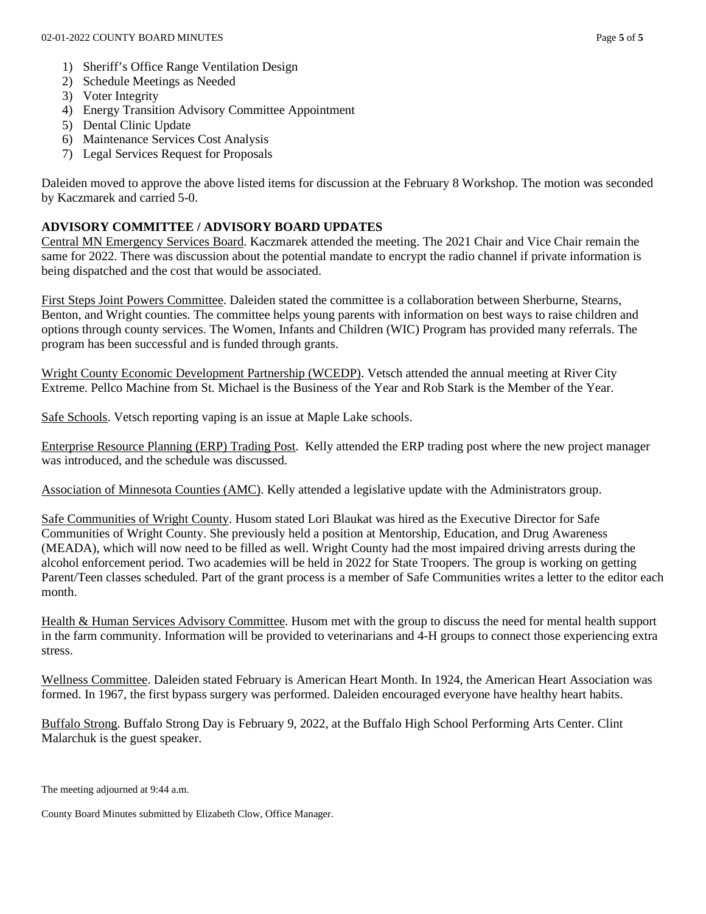1) Sheriff's Office Range Ventilation Design
2) Schedule Meetings as Needed
3) Voter Integrity
4) Energy Transition Advisory Committee Appointment
5) Dental Clinic Update
6) Maintenance Services Cost Analysis
7) Legal Services Request for Proposals

Daleiden moved to approve the above listed items for discussion at the February 8 Workshop. The motion was seconded by Kaczmarek and carried 5-0.

**ADVISORY COMMITTEE / ADVISORY BOARD UPDATES**

Central MN Emergency Services Board. Kaczmarek attended the meeting. The 2021 Chair and Vice Chair remain the same for 2022. There was discussion about the potential mandate to encrypt the radio channel if private information is being dispatched and the cost that would be associated.

First Steps Joint Powers Committee. Daleiden stated the committee is a collaboration between Sherburne, Stearns, Benton, and Wright counties. The committee helps young parents with information on best ways to raise children and options through county services. The Women, Infants and Children (WIC) Program has provided many referrals. The program has been successful and is funded through grants.

Wright County Economic Development Partnership (WCEDP). Vetsch attended the annual meeting at River City Extreme. Pellco Machine from St. Michael is the Business of the Year and Rob Stark is the Member of the Year.

Safe Schools. Vetsch reporting vaping is an issue at Maple Lake schools.

Enterprise Resource Planning (ERP) Trading Post. Kelly attended the ERP trading post where the new project manager was introduced, and the schedule was discussed.

Association of Minnesota Counties (AMC). Kelly attended a legislative update with the Administrators group.

Safe Communities of Wright County. Husom stated Lori Blaukat was hired as the Executive Director for Safe Communities of Wright County. She previously held a position at Mentorship, Education, and Drug Awareness (MEADA), which will now need to be filled as well. Wright County had the most impaired driving arrests during the alcohol enforcement period. Two academies will be held in 2022 for State Troopers. The group is working on getting Parent/Teen classes scheduled. Part of the grant process is a member of Safe Communities writes a letter to the editor each month.

Health & Human Services Advisory Committee. Husom met with the group to discuss the need for mental health support in the farm community. Information will be provided to veterinarians and 4-H groups to connect those experiencing extra stress.

Wellness Committee. Daleiden stated February is American Heart Month. In 1924, the American Heart Association was formed. In 1967, the first bypass surgery was performed. Daleiden encouraged everyone have healthy heart habits.

Buffalo Strong. Buffalo Strong Day is February 9, 2022, at the Buffalo High School Performing Arts Center. Clint Malarchuk is the guest speaker.

The meeting adjourned at 9:44 a.m.

County Board Minutes submitted by Elizabeth Clow, Office Manager.